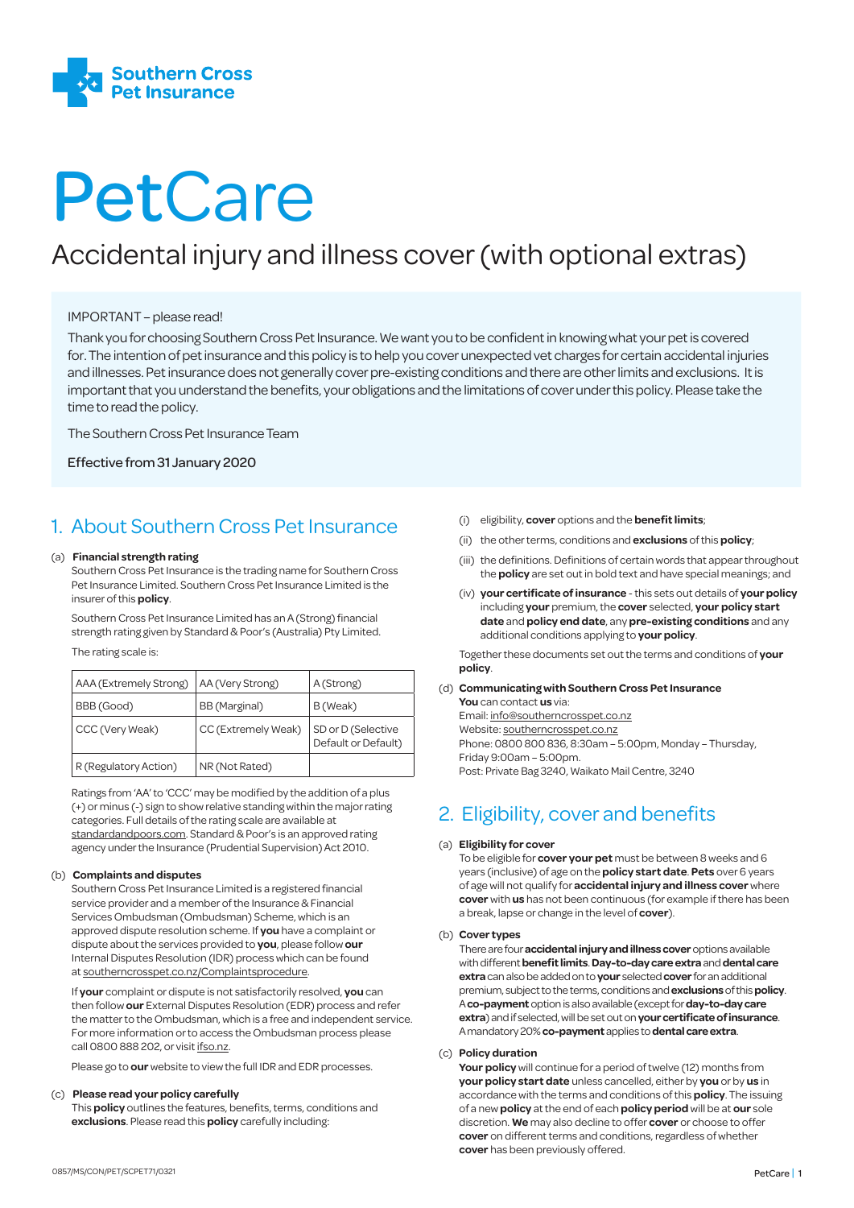Southern Cross Pet Insurance

# PetCare

## Accidental injury and illness cover (with optional extras)

IMPORTANT – please read!

Thank you for choosing Southern Cross Pet Insurance. We want you to be confident in knowing what your pet is covered for. The intention of pet insurance and this policy is to help you cover unexpected vet charges for certain accidental injuries and illnesses. Pet insurance does not generally cover pre-existing conditions and there are other limits and exclusions. It is important that you understand the benefits, your obligations and the limitations of cover under this policy. Please take the time to read the policy.

The Southern Cross Pet Insurance Team

Effective from 31 January 2020

## 1. About Southern Cross Pet Insurance

(a) **Financial strength rating**

Southern Cross Pet Insurance is the trading name for Southern Cross Pet Insurance Limited. Southern Cross Pet Insurance Limited is the insurer of this **policy**.

Southern Cross Pet Insurance Limited has an A (Strong) financial strength rating given by Standard & Poor's (Australia) Pty Limited.

The rating scale is:

| AAA (Extremely Strong) | AA (Very Strong) | A (Strong) |
|---|---|---|
| BBB (Good) | BB (Marginal) | B (Weak) |
| CCC (Very Weak) | CC (Extremely Weak) | SD or D (Selective Default or Default) |
| R (Regulatory Action) | NR (Not Rated) | |

Ratings from 'AA' to 'CCC' may be modified by the addition of a plus (+) or minus (-) sign to show relative standing within the major rating categories. Full details of the rating scale are available at standardandpoors.com. Standard & Poor's is an approved rating agency under the Insurance (Prudential Supervision) Act 2010.

(b) **Complaints and disputes**

Southern Cross Pet Insurance Limited is a registered financial service provider and a member of the Insurance & Financial Services Ombudsman (Ombudsman) Scheme, which is an approved dispute resolution scheme. If **you** have a complaint or dispute about the services provided to **you**, please follow **our** Internal Disputes Resolution (IDR) process which can be found at southerncrosspet.co.nz/Complaintsprocedure.

If **your** complaint or dispute is not satisfactorily resolved, **you** can then follow **our** External Disputes Resolution (EDR) process and refer the matter to the Ombudsman, which is a free and independent service. For more information or to access the Ombudsman process please call 0800 888 202, or visit ifso.nz.

Please go to **our** website to view the full IDR and EDR processes.

(c) **Please read your policy carefully**

This **policy** outlines the features, benefits, terms, conditions and **exclusions**. Please read this **policy** carefully including:

(i) eligibility, **cover** options and the **benefit limits**;

(ii) the other terms, conditions and **exclusions** of this **policy**;

(iii) the definitions. Definitions of certain words that appear throughout the **policy** are set out in bold text and have special meanings; and

(iv) **your certificate of insurance** - this sets out details of **your policy** including **your** premium, the **cover** selected, **your policy start date** and **policy end date**, any **pre-existing conditions** and any additional conditions applying to **your policy**.

Together these documents set out the terms and conditions of **your policy**.

(d) **Communicating with Southern Cross Pet Insurance**

**You** can contact **us** via:
Email: info@southerncrosspet.co.nz
Website: southerncrosspet.co.nz
Phone: 0800 800 836, 8:30am – 5:00pm, Monday – Thursday, Friday 9:00am – 5:00pm.
Post: Private Bag 3240, Waikato Mail Centre, 3240

## 2. Eligibility, cover and benefits

(a) **Eligibility for cover**

To be eligible for **cover your pet** must be between 8 weeks and 6 years (inclusive) of age on the **policy start date**. **Pets** over 6 years of age will not qualify for **accidental injury and illness cover** where **cover** with **us** has not been continuous (for example if there has been a break, lapse or change in the level of **cover**).

(b) **Cover types**

There are four **accidental injury and illness cover** options available with different **benefit limits**. **Day-to-day care extra** and **dental care extra** can also be added on to **your** selected **cover** for an additional premium, subject to the terms, conditions and **exclusions** of this **policy**. A **co-payment** option is also available (except for **day-to-day care extra**) and if selected, will be set out on **your certificate of insurance**. A mandatory 20% **co-payment** applies to **dental care extra**.

(c) **Policy duration**

**Your policy** will continue for a period of twelve (12) months from **your policy start date** unless cancelled, either by **you** or by **us** in accordance with the terms and conditions of this **policy**. The issuing of a new **policy** at the end of each **policy period** will be at **our** sole discretion. **We** may also decline to offer **cover** or choose to offer **cover** on different terms and conditions, regardless of whether **cover** has been previously offered.

0857/MS/CON/PET/SCPET71/0321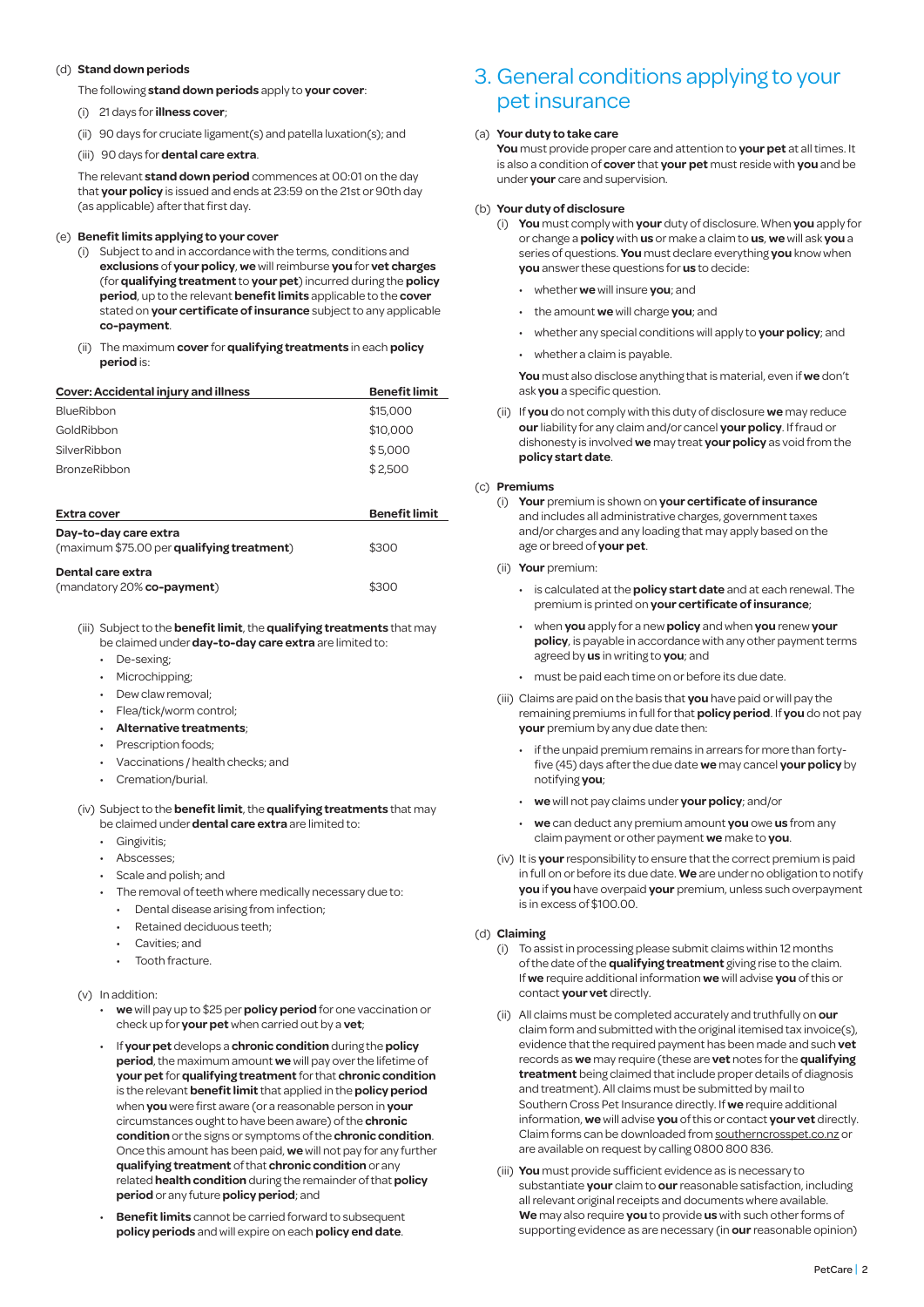(d) **Stand down periods**

The following **stand down periods** apply to **your cover**:

(i) 21 days for **illness cover**;

(ii) 90 days for cruciate ligament(s) and patella luxation(s); and

(iii) 90 days for **dental care extra**.

The relevant **stand down period** commences at 00:01 on the day that **your policy** is issued and ends at 23:59 on the 21st or 90th day (as applicable) after that first day.

(e) **Benefit limits applying to your cover**

(i) Subject to and in accordance with the terms, conditions and **exclusions** of **your policy**, **we** will reimburse **you** for **vet charges** (for **qualifying treatment** to **your pet**) incurred during the **policy period**, up to the relevant **benefit limits** applicable to the **cover** stated on **your certificate of insurance** subject to any applicable **co-payment**.

(ii) The maximum **cover** for **qualifying treatments** in each **policy period** is:

| Cover: Accidental injury and illness | Benefit limit |
|---|---|
| BlueRibbon | $15,000 |
| GoldRibbon | $10,000 |
| SilverRibbon | $5,000 |
| BronzeRibbon | $2,500 |

| Extra cover | Benefit limit |
|---|---|
| **Day-to-day care extra** (maximum $75.00 per **qualifying treatment**) | $300 |
| **Dental care extra** (mandatory 20% **co-payment**) | $300 |

(iii) Subject to the **benefit limit**, the **qualifying treatments** that may be claimed under **day-to-day care extra** are limited to:

- De-sexing;
- Microchipping;
- Dew claw removal;
- Flea/tick/worm control;
- **Alternative treatments**;
- Prescription foods;
- Vaccinations / health checks; and
- Cremation/burial.

(iv) Subject to the **benefit limit**, the **qualifying treatments** that may be claimed under **dental care extra** are limited to:

- Gingivitis;
- Abscesses;
- Scale and polish; and
- The removal of teeth where medically necessary due to:
  - Dental disease arising from infection;
  - Retained deciduous teeth;
  - Cavities; and
  - Tooth fracture.

(v) In addition:

- **we** will pay up to $25 per **policy period** for one vaccination or check up for **your pet** when carried out by a **vet**;
- If **your pet** develops a **chronic condition** during the **policy period**, the maximum amount **we** will pay over the lifetime of **your pet** for **qualifying treatment** for that **chronic condition** is the relevant **benefit limit** that applied in the **policy period** when **you** were first aware (or a reasonable person in **your** circumstances ought to have been aware) of the **chronic condition** or the signs or symptoms of the **chronic condition**. Once this amount has been paid, **we** will not pay for any further **qualifying treatment** of that **chronic condition** or any related **health condition** during the remainder of that **policy period** or any future **policy period**; and
- **Benefit limits** cannot be carried forward to subsequent **policy periods** and will expire on each **policy end date**.

# 3. General conditions applying to your pet insurance

(a) **Your duty to take care**

**You** must provide proper care and attention to **your pet** at all times. It is also a condition of **cover** that **your pet** must reside with **you** and be under **your** care and supervision.

(b) **Your duty of disclosure**

(i) **You** must comply with **your** duty of disclosure. When **you** apply for or change a **policy** with **us** or make a claim to **us**, **we** will ask **you** a series of questions. **You** must declare everything **you** know when **you** answer these questions for **us** to decide:

- whether **we** will insure **you**; and
- the amount **we** will charge **you**; and
- whether any special conditions will apply to **your policy**; and
- whether a claim is payable.

**You** must also disclose anything that is material, even if **we** don't ask **you** a specific question.

(ii) If **you** do not comply with this duty of disclosure **we** may reduce **our** liability for any claim and/or cancel **your policy**. If fraud or dishonesty is involved **we** may treat **your policy** as void from the **policy start date**.

(c) **Premiums**

(i) **Your** premium is shown on **your certificate of insurance** and includes all administrative charges, government taxes and/or charges and any loading that may apply based on the age or breed of **your pet**.

(ii) **Your** premium:

- is calculated at the **policy start date** and at each renewal. The premium is printed on **your certificate of insurance**;
- when **you** apply for a new **policy** and when **you** renew **your policy**, is payable in accordance with any other payment terms agreed by **us** in writing to **you**; and
- must be paid each time on or before its due date.

(iii) Claims are paid on the basis that **you** have paid or will pay the remaining premiums in full for that **policy period**. If **you** do not pay **your** premium by any due date then:

- if the unpaid premium remains in arrears for more than forty-five (45) days after the due date **we** may cancel **your policy** by notifying **you**;
- **we** will not pay claims under **your policy**; and/or
- **we** can deduct any premium amount **you** owe **us** from any claim payment or other payment **we** make to **you**.

(iv) It is **your** responsibility to ensure that the correct premium is paid in full on or before its due date. **We** are under no obligation to notify **you** if **you** have overpaid **your** premium, unless such overpayment is in excess of $100.00.

(d) **Claiming**

(i) To assist in processing please submit claims within 12 months of the date of the **qualifying treatment** giving rise to the claim. If **we** require additional information **we** will advise **you** of this or contact **your vet** directly.

(ii) All claims must be completed accurately and truthfully on **our** claim form and submitted with the original itemised tax invoice(s), evidence that the required payment has been made and such **vet** records as **we** may require (these are **vet** notes for the **qualifying treatment** being claimed that include proper details of diagnosis and treatment). All claims must be submitted by mail to Southern Cross Pet Insurance directly. If **we** require additional information, **we** will advise **you** of this or contact **your vet** directly. Claim forms can be downloaded from southerncrosspet.co.nz or are available on request by calling 0800 800 836.

(iii) **You** must provide sufficient evidence as is necessary to substantiate **your** claim to **our** reasonable satisfaction, including all relevant original receipts and documents where available. **We** may also require **you** to provide **us** with such other forms of supporting evidence as are necessary (in **our** reasonable opinion)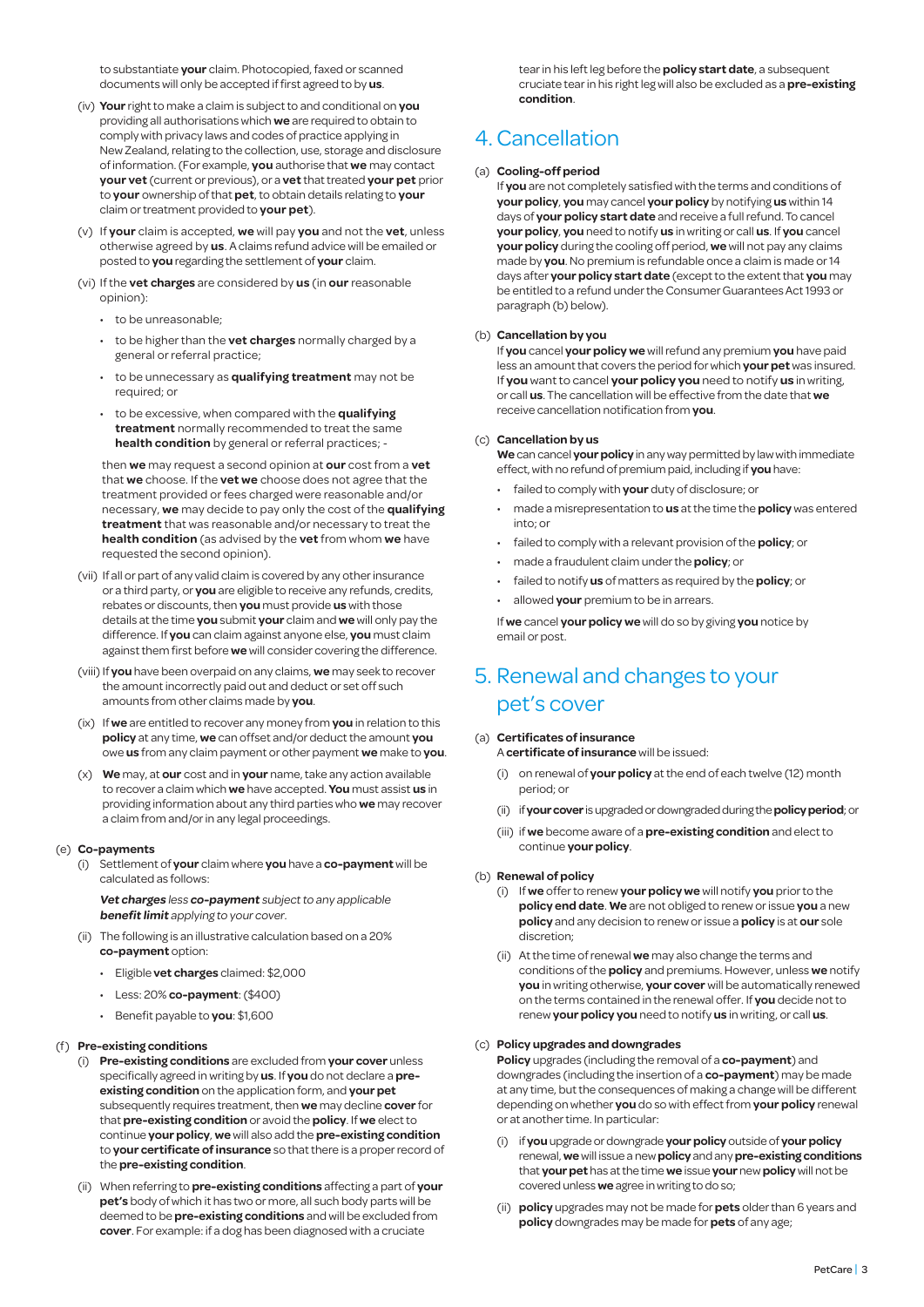to substantiate **your** claim. Photocopied, faxed or scanned documents will only be accepted if first agreed to by **us**.

(iv) **Your** right to make a claim is subject to and conditional on **you** providing all authorisations which **we** are required to obtain to comply with privacy laws and codes of practice applying in New Zealand, relating to the collection, use, storage and disclosure of information. (For example, **you** authorise that **we** may contact **your vet** (current or previous), or a **vet** that treated **your pet** prior to **your** ownership of that **pet**, to obtain details relating to **your** claim or treatment provided to **your pet**).

(v) If **your** claim is accepted, **we** will pay **you** and not the **vet**, unless otherwise agreed by **us**. A claims refund advice will be emailed or posted to **you** regarding the settlement of **your** claim.

(vi) If the **vet charges** are considered by **us** (in **our** reasonable opinion):

- to be unreasonable;
- to be higher than the **vet charges** normally charged by a general or referral practice;
- to be unnecessary as **qualifying treatment** may not be required; or
- to be excessive, when compared with the **qualifying treatment** normally recommended to treat the same **health condition** by general or referral practices; -

then **we** may request a second opinion at **our** cost from a **vet** that **we** choose. If the **vet we** choose does not agree that the treatment provided or fees charged were reasonable and/or necessary, **we** may decide to pay only the cost of the **qualifying treatment** that was reasonable and/or necessary to treat the **health condition** (as advised by the **vet** from whom **we** have requested the second opinion).

(vii) If all or part of any valid claim is covered by any other insurance or a third party, or **you** are eligible to receive any refunds, credits, rebates or discounts, then **you** must provide **us** with those details at the time **you** submit **your** claim and **we** will only pay the difference. If **you** can claim against anyone else, **you** must claim against them first before **we** will consider covering the difference.

(viii) If **you** have been overpaid on any claims, **we** may seek to recover the amount incorrectly paid out and deduct or set off such amounts from other claims made by **you**.

(ix) If **we** are entitled to recover any money from **you** in relation to this **policy** at any time, **we** can offset and/or deduct the amount **you** owe **us** from any claim payment or other payment **we** make to **you**.

(x) **We** may, at **our** cost and in **your** name, take any action available to recover a claim which **we** have accepted. **You** must assist **us** in providing information about any third parties who **we** may recover a claim from and/or in any legal proceedings.

(e) **Co-payments**

(i) Settlement of **your** claim where **you** have a **co-payment** will be calculated as follows:

*__Vet charges__ less __co-payment__ subject to any applicable __benefit limit__ applying to your cover.*

(ii) The following is an illustrative calculation based on a 20% **co-payment** option:

- Eligible **vet charges** claimed: $2,000
- Less: 20% **co-payment**: ($400)
- Benefit payable to **you**: $1,600

(f) **Pre-existing conditions**

(i) **Pre-existing conditions** are excluded from **your cover** unless specifically agreed in writing by **us**. If **you** do not declare a **pre-existing condition** on the application form, and **your pet** subsequently requires treatment, then **we** may decline **cover** for that **pre-existing condition** or avoid the **policy**. If **we** elect to continue **your policy**, **we** will also add the **pre-existing condition** to **your certificate of insurance** so that there is a proper record of the **pre-existing condition**.

(ii) When referring to **pre-existing conditions** affecting a part of **your pet's** body of which it has two or more, all such body parts will be deemed to be **pre-existing conditions** and will be excluded from **cover**. For example: if a dog has been diagnosed with a cruciate tear in his left leg before the **policy start date**, a subsequent cruciate tear in his right leg will also be excluded as a **pre-existing condition**.

## 4. Cancellation

(a) **Cooling-off period**

If **you** are not completely satisfied with the terms and conditions of **your policy**, **you** may cancel **your policy** by notifying **us** within 14 days of **your policy start date** and receive a full refund. To cancel **your policy**, **you** need to notify **us** in writing or call **us**. If **you** cancel **your policy** during the cooling off period, **we** will not pay any claims made by **you**. No premium is refundable once a claim is made or 14 days after **your policy start date** (except to the extent that **you** may be entitled to a refund under the Consumer Guarantees Act 1993 or paragraph (b) below).

(b) **Cancellation by you**

If **you** cancel **your policy we** will refund any premium **you** have paid less an amount that covers the period for which **your pet** was insured. If **you** want to cancel **your policy you** need to notify **us** in writing, or call **us**. The cancellation will be effective from the date that **we** receive cancellation notification from **you**.

(c) **Cancellation by us**

**We** can cancel **your policy** in any way permitted by law with immediate effect, with no refund of premium paid, including if **you** have:

- failed to comply with **your** duty of disclosure; or
- made a misrepresentation to **us** at the time the **policy** was entered into; or
- failed to comply with a relevant provision of the **policy**; or
- made a fraudulent claim under the **policy**; or
- failed to notify **us** of matters as required by the **policy**; or
- allowed **your** premium to be in arrears.

If **we** cancel **your policy we** will do so by giving **you** notice by email or post.

## 5. Renewal and changes to your pet's cover

(a) **Certificates of insurance**

A **certificate of insurance** will be issued:

(i) on renewal of **your policy** at the end of each twelve (12) month period; or

(ii) if **your cover** is upgraded or downgraded during the **policy period**; or

(iii) if **we** become aware of a **pre-existing condition** and elect to continue **your policy**.

(b) **Renewal of policy**

(i) If **we** offer to renew **your policy we** will notify **you** prior to the **policy end date**. **We** are not obliged to renew or issue **you** a new **policy** and any decision to renew or issue a **policy** is at **our** sole discretion;

(ii) At the time of renewal **we** may also change the terms and conditions of the **policy** and premiums. However, unless **we** notify **you** in writing otherwise, **your cover** will be automatically renewed on the terms contained in the renewal offer. If **you** decide not to renew **your policy you** need to notify **us** in writing, or call **us**.

(c) **Policy upgrades and downgrades**

**Policy** upgrades (including the removal of a **co-payment**) and downgrades (including the insertion of a **co-payment**) may be made at any time, but the consequences of making a change will be different depending on whether **you** do so with effect from **your policy** renewal or at another time. In particular:

(i) if **you** upgrade or downgrade **your policy** outside of **your policy** renewal, **we** will issue a new **policy** and any **pre-existing conditions** that **your pet** has at the time **we** issue **your** new **policy** will not be covered unless **we** agree in writing to do so;

(ii) **policy** upgrades may not be made for **pets** older than 6 years and **policy** downgrades may be made for **pets** of any age;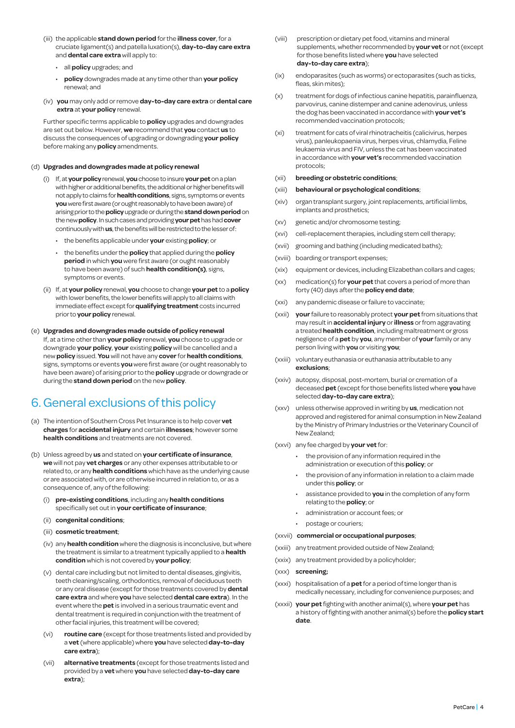(iii) the applicable **stand down period** for the **illness cover**, for a cruciate ligament(s) and patella luxation(s), **day-to-day care extra** and **dental care extra** will apply to:

- all **policy** upgrades; and
- **policy** downgrades made at any time other than **your policy** renewal; and

(iv) **you** may only add or remove **day-to-day care extra** or **dental care extra** at **your policy** renewal.

Further specific terms applicable to **policy** upgrades and downgrades are set out below. However, **we** recommend that **you** contact **us** to discuss the consequences of upgrading or downgrading **your policy** before making any **policy** amendments.

(d) **Upgrades and downgrades made at policy renewal**

(i) If, at **your policy** renewal, **you** choose to insure **your pet** on a plan with higher or additional benefits, the additional or higher benefits will not apply to claims for **health conditions**, signs, symptoms or events **you** were first aware (or ought reasonably to have been aware) of arising prior to the **policy** upgrade or during the **stand down period** on the new **policy**. In such cases and providing **your pet** has had **cover** continuously with **us**, the benefits will be restricted to the lesser of:

- the benefits applicable under **your** existing **policy**; or
- the benefits under the **policy** that applied during the **policy period** in which **you** were first aware (or ought reasonably to have been aware) of such **health condition(s)**, signs, symptoms or events.

(ii) If, at **your policy** renewal, **you** choose to change **your pet** to a **policy** with lower benefits, the lower benefits will apply to all claims with immediate effect except for **qualifying treatment** costs incurred prior to **your policy** renewal.

(e) **Upgrades and downgrades made outside of policy renewal**
If, at a time other than **your policy** renewal, **you** choose to upgrade or downgrade **your policy**, **your** existing **policy** will be cancelled and a new **policy** issued. **You** will not have any **cover** for **health conditions**, signs, symptoms or events **you** were first aware (or ought reasonably to have been aware) of arising prior to the **policy** upgrade or downgrade or during the **stand down period** on the new **policy**.

# 6. General exclusions of this policy

(a) The intention of Southern Cross Pet Insurance is to help cover **vet charges** for **accidental injury** and certain **illnesses**; however some **health conditions** and treatments are not covered.

(b) Unless agreed by **us** and stated on **your certificate of insurance**, **we** will not pay **vet charges** or any other expenses attributable to or related to, or any **health conditions** which have as the underlying cause or are associated with, or are otherwise incurred in relation to, or as a consequence of, any of the following:

(i) **pre-existing conditions**, including any **health conditions** specifically set out in **your certificate of insurance**;

(ii) **congenital conditions**;

(iii) **cosmetic treatment**;

(iv) any **health condition** where the diagnosis is inconclusive, but where the treatment is similar to a treatment typically applied to a **health condition** which is not covered by **your policy**;

(v) dental care including but not limited to dental diseases, gingivitis, teeth cleaning/scaling, orthodontics, removal of deciduous teeth or any oral disease (except for those treatments covered by **dental care extra** and where **you** have selected **dental care extra**). In the event where the **pet** is involved in a serious traumatic event and dental treatment is required in conjunction with the treatment of other facial injuries, this treatment will be covered;

(vi) **routine care** (except for those treatments listed and provided by a **vet** (where applicable) where **you** have selected **day-to-day care extra**);

(vii) **alternative treatments** (except for those treatments listed and provided by a **vet** where **you** have selected **day-to-day care extra**);

(viii) prescription or dietary pet food, vitamins and mineral supplements, whether recommended by **your vet** or not (except for those benefits listed where **you** have selected **day-to-day care extra**);

(ix) endoparasites (such as worms) or ectoparasites (such as ticks, fleas, skin mites);

(x) treatment for dogs of infectious canine hepatitis, parainfluenza, parvovirus, canine distemper and canine adenovirus, unless the dog has been vaccinated in accordance with **your vet's** recommended vaccination protocols;

(xi) treatment for cats of viral rhinotracheitis (calicivirus, herpes virus), panleukopaenia virus, herpes virus, chlamydia, Feline leukaemia virus and FIV, unless the cat has been vaccinated in accordance with **your vet's** recommended vaccination protocols;

(xii) **breeding or obstetric conditions**;

(xiii) **behavioural or psychological conditions**;

(xiv) organ transplant surgery, joint replacements, artificial limbs, implants and prosthetics;

(xv) genetic and/or chromosome testing;

(xvi) cell-replacement therapies, including stem cell therapy;

(xvii) grooming and bathing (including medicated baths);

(xviii) boarding or transport expenses;

(xix) equipment or devices, including Elizabethan collars and cages;

(xx) medication(s) for **your pet** that covers a period of more than forty (40) days after the **policy end date**;

(xxi) any pandemic disease or failure to vaccinate;

(xxii) **your** failure to reasonably protect **your pet** from situations that may result in **accidental injury** or **illness** or from aggravating a treated **health condition**, including maltreatment or gross negligence of a **pet** by **you**, any member of **your** family or any person living with **you** or visiting **you**;

(xxiii) voluntary euthanasia or euthanasia attributable to any **exclusions**;

(xxiv) autopsy, disposal, post-mortem, burial or cremation of a deceased **pet** (except for those benefits listed where **you** have selected **day-to-day care extra**);

(xxv) unless otherwise approved in writing by **us**, medication not approved and registered for animal consumption in New Zealand by the Ministry of Primary Industries or the Veterinary Council of New Zealand;

(xxvi) any fee charged by **your vet** for:

- the provision of any information required in the administration or execution of this **policy**; or
- the provision of any information in relation to a claim made under this **policy**; or
- assistance provided to **you** in the completion of any form relating to the **policy**; or
- administration or account fees; or
- postage or couriers;

(xxvii) **commercial or occupational purposes**;

(xxiii) any treatment provided outside of New Zealand;

(xxix) any treatment provided by a policyholder;

(xxx) **screening;**

(xxxi) hospitalisation of a **pet** for a period of time longer than is medically necessary, including for convenience purposes; and

(xxxii) **your pet** fighting with another animal(s), where **your pet** has a history of fighting with another animal(s) before the **policy start date**.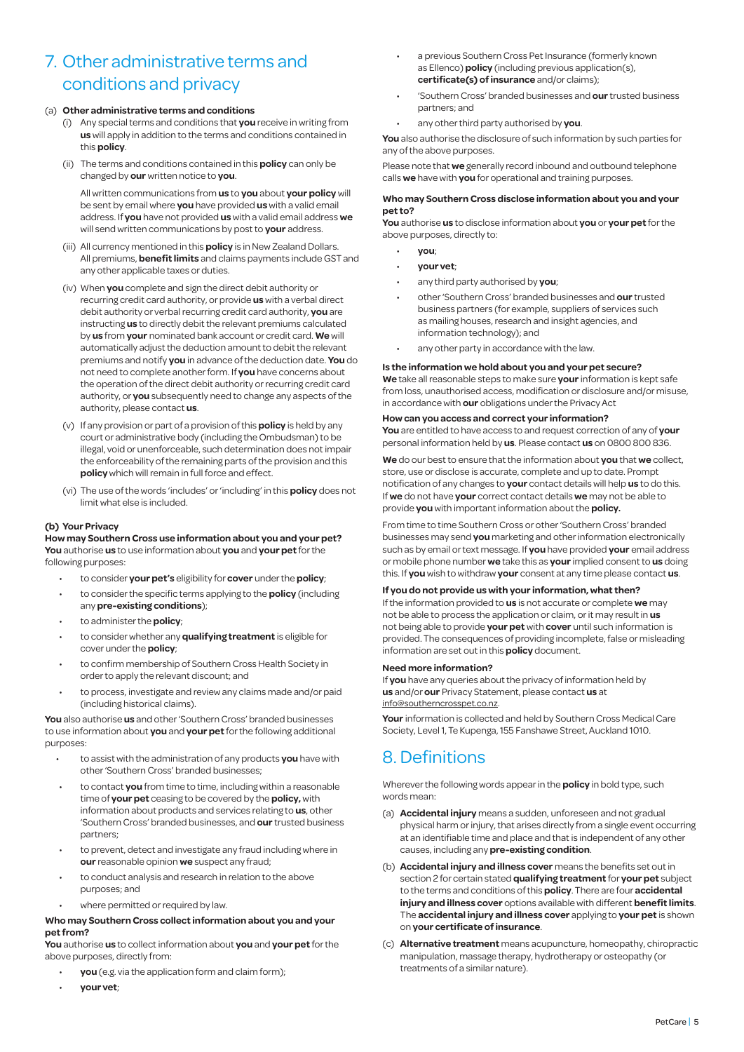# 7. Other administrative terms and conditions and privacy

(a) **Other administrative terms and conditions**

(i) Any special terms and conditions that **you** receive in writing from **us** will apply in addition to the terms and conditions contained in this **policy**.

(ii) The terms and conditions contained in this **policy** can only be changed by **our** written notice to **you**.

All written communications from **us** to **you** about **your policy** will be sent by email where **you** have provided **us** with a valid email address. If **you** have not provided **us** with a valid email address **we** will send written communications by post to **your** address.

(iii) All currency mentioned in this **policy** is in New Zealand Dollars. All premiums, **benefit limits** and claims payments include GST and any other applicable taxes or duties.

(iv) When **you** complete and sign the direct debit authority or recurring credit card authority, or provide **us** with a verbal direct debit authority or verbal recurring credit card authority, **you** are instructing **us** to directly debit the relevant premiums calculated by **us** from **your** nominated bank account or credit card. **We** will automatically adjust the deduction amount to debit the relevant premiums and notify **you** in advance of the deduction date. **You** do not need to complete another form. If **you** have concerns about the operation of the direct debit authority or recurring credit card authority, or **you** subsequently need to change any aspects of the authority, please contact **us**.

(v) If any provision or part of a provision of this **policy** is held by any court or administrative body (including the Ombudsman) to be illegal, void or unenforceable, such determination does not impair the enforceability of the remaining parts of the provision and this **policy** which will remain in full force and effect.

(vi) The use of the words 'includes' or 'including' in this **policy** does not limit what else is included.

**(b) Your Privacy**

**How may Southern Cross use information about you and your pet?**

**You** authorise **us** to use information about **you** and **your pet** for the following purposes:

- to consider **your pet's** eligibility for **cover** under the **policy**;
- to consider the specific terms applying to the **policy** (including any **pre-existing conditions**);
- to administer the **policy**;
- to consider whether any **qualifying treatment** is eligible for cover under the **policy**;
- to confirm membership of Southern Cross Health Society in order to apply the relevant discount; and
- to process, investigate and review any claims made and/or paid (including historical claims).

**You** also authorise **us** and other 'Southern Cross' branded businesses to use information about **you** and **your pet** for the following additional purposes:

- to assist with the administration of any products **you** have with other 'Southern Cross' branded businesses;
- to contact **you** from time to time, including within a reasonable time of **your pet** ceasing to be covered by the **policy,** with information about products and services relating to **us**, other 'Southern Cross' branded businesses, and **our** trusted business partners;
- to prevent, detect and investigate any fraud including where in **our** reasonable opinion **we** suspect any fraud;
- to conduct analysis and research in relation to the above purposes; and
- where permitted or required by law.

**Who may Southern Cross collect information about you and your pet from?**

**You** authorise **us** to collect information about **you** and **your pet** for the above purposes, directly from:

- **you** (e.g. via the application form and claim form);
- **your vet**;
- a previous Southern Cross Pet Insurance (formerly known as Ellenco) **policy** (including previous application(s), **certificate(s) of insurance** and/or claims);
- 'Southern Cross' branded businesses and **our** trusted business partners; and
- any other third party authorised by **you**.

**You** also authorise the disclosure of such information by such parties for any of the above purposes.

Please note that **we** generally record inbound and outbound telephone calls **we** have with **you** for operational and training purposes.

**Who may Southern Cross disclose information about you and your pet to?**

**You** authorise **us** to disclose information about **you** or **your pet** for the above purposes, directly to:

- **you**;
- **your vet**;
- any third party authorised by **you**;
- other 'Southern Cross' branded businesses and **our** trusted business partners (for example, suppliers of services such as mailing houses, research and insight agencies, and information technology); and
- any other party in accordance with the law.

**Is the information we hold about you and your pet secure?**

**We** take all reasonable steps to make sure **your** information is kept safe from loss, unauthorised access, modification or disclosure and/or misuse, in accordance with **our** obligations under the Privacy Act

**How can you access and correct your information?**

**You** are entitled to have access to and request correction of any of **your** personal information held by **us**. Please contact **us** on 0800 800 836.

**We** do our best to ensure that the information about **you** that **we** collect, store, use or disclose is accurate, complete and up to date. Prompt notification of any changes to **your** contact details will help **us** to do this. If **we** do not have **your** correct contact details **we** may not be able to provide **you** with important information about the **policy.**

From time to time Southern Cross or other 'Southern Cross' branded businesses may send **you** marketing and other information electronically such as by email or text message. If **you** have provided **your** email address or mobile phone number **we** take this as **your** implied consent to **us** doing this. If **you** wish to withdraw **your** consent at any time please contact **us**.

**If you do not provide us with your information, what then?**

If the information provided to **us** is not accurate or complete **we** may not be able to process the application or claim, or it may result in **us** not being able to provide **your pet** with **cover** until such information is provided. The consequences of providing incomplete, false or misleading information are set out in this **policy** document.

**Need more information?**

If **you** have any queries about the privacy of information held by **us** and/or **our** Privacy Statement, please contact **us** at info@southerncrosspet.co.nz.

**Your** information is collected and held by Southern Cross Medical Care Society, Level 1, Te Kupenga, 155 Fanshawe Street, Auckland 1010.

# 8. Definitions

Wherever the following words appear in the **policy** in bold type, such words mean:

(a) **Accidental injury** means a sudden, unforeseen and not gradual physical harm or injury, that arises directly from a single event occurring at an identifiable time and place and that is independent of any other causes, including any **pre-existing condition**.

(b) **Accidental injury and illness cover** means the benefits set out in section 2 for certain stated **qualifying treatment** for **your pet** subject to the terms and conditions of this **policy**. There are four **accidental injury and illness cover** options available with different **benefit limits**. The **accidental injury and illness cover** applying to **your pet** is shown on **your certificate of insurance**.

(c) **Alternative treatment** means acupuncture, homeopathy, chiropractic manipulation, massage therapy, hydrotherapy or osteopathy (or treatments of a similar nature).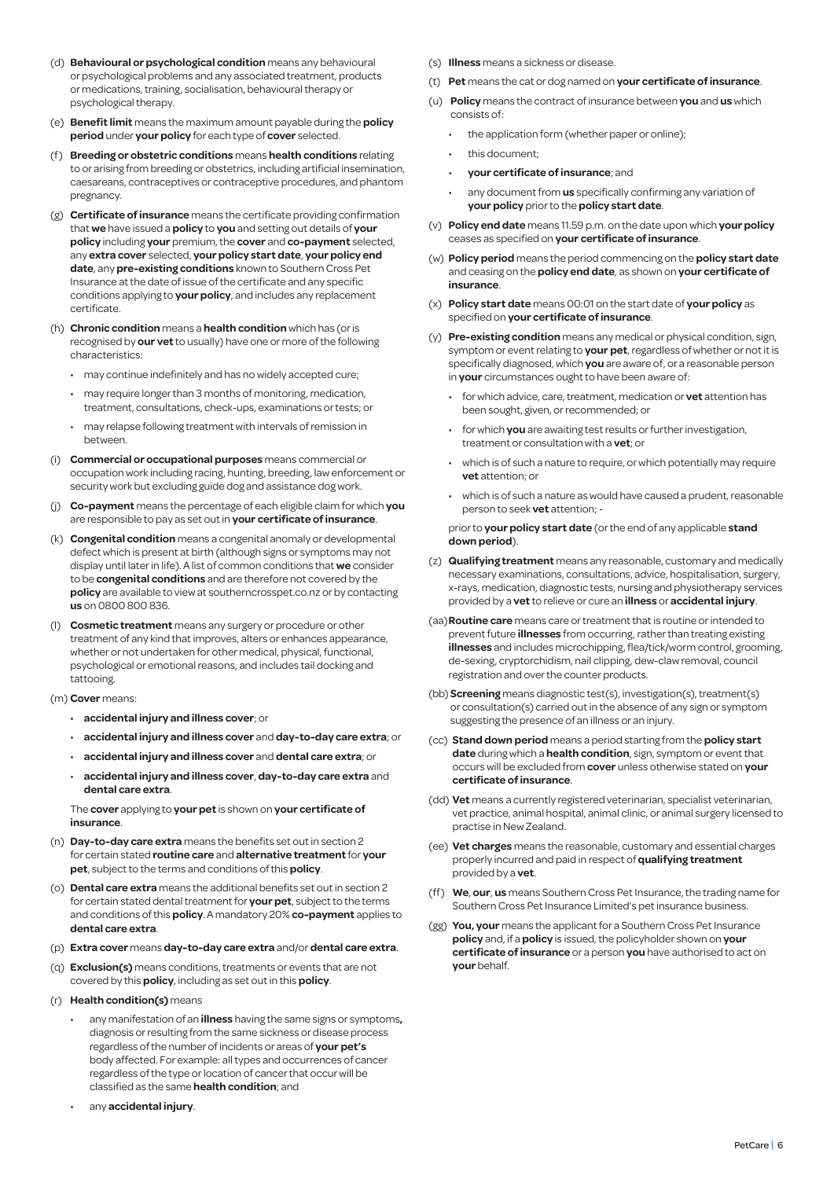(d) **Behavioural or psychological condition** means any behavioural or psychological problems and any associated treatment, products or medications, training, socialisation, behavioural therapy or psychological therapy.

(e) **Benefit limit** means the maximum amount payable during the **policy period** under **your policy** for each type of **cover** selected.

(f) **Breeding or obstetric conditions** means **health conditions** relating to or arising from breeding or obstetrics, including artificial insemination, caesareans, contraceptives or contraceptive procedures, and phantom pregnancy.

(g) **Certificate of insurance** means the certificate providing confirmation that **we** have issued a **policy** to **you** and setting out details of **your policy** including **your** premium, the **cover** and **co-payment** selected, any **extra cover** selected, **your policy start date**, **your policy end date**, any **pre-existing conditions** known to Southern Cross Pet Insurance at the date of issue of the certificate and any specific conditions applying to **your policy**, and includes any replacement certificate.

(h) **Chronic condition** means a **health condition** which has (or is recognised by **our vet** to usually) have one or more of the following characteristics:

- may continue indefinitely and has no widely accepted cure;
- may require longer than 3 months of monitoring, medication, treatment, consultations, check-ups, examinations or tests; or
- may relapse following treatment with intervals of remission in between.

(i) **Commercial or occupational purposes** means commercial or occupation work including racing, hunting, breeding, law enforcement or security work but excluding guide dog and assistance dog work.

(j) **Co-payment** means the percentage of each eligible claim for which **you** are responsible to pay as set out in **your certificate of insurance**.

(k) **Congenital condition** means a congenital anomaly or developmental defect which is present at birth (although signs or symptoms may not display until later in life). A list of common conditions that **we** consider to be **congenital conditions** and are therefore not covered by the **policy** are available to view at southerncrosspet.co.nz or by contacting **us** on 0800 800 836.

(l) **Cosmetic treatment** means any surgery or procedure or other treatment of any kind that improves, alters or enhances appearance, whether or not undertaken for other medical, physical, functional, psychological or emotional reasons, and includes tail docking and tattooing.

(m) **Cover** means:

- **accidental injury and illness cover**; or
- **accidental injury and illness cover** and **day-to-day care extra**; or
- **accidental injury and illness cover** and **dental care extra**; or
- **accidental injury and illness cover**, **day-to-day care extra** and **dental care extra**.

The **cover** applying to **your pet** is shown on **your certificate of insurance**.

(n) **Day-to-day care extra** means the benefits set out in section 2 for certain stated **routine care** and **alternative treatment** for **your pet**, subject to the terms and conditions of this **policy**.

(o) **Dental care extra** means the additional benefits set out in section 2 for certain stated dental treatment for **your pet**, subject to the terms and conditions of this **policy**. A mandatory 20% **co-payment** applies to **dental care extra**.

(p) **Extra cover** means **day-to-day care extra** and/or **dental care extra**.

(q) **Exclusion(s)** means conditions, treatments or events that are not covered by this **policy**, including as set out in this **policy**.

(r) **Health condition(s)** means

- any manifestation of an **illness** having the same signs or symptoms**,** diagnosis or resulting from the same sickness or disease process regardless of the number of incidents or areas of **your pet's** body affected. For example: all types and occurrences of cancer regardless of the type or location of cancer that occur will be classified as the same **health condition**; and
- any **accidental injury**.

(s) **Illness** means a sickness or disease.

(t) **Pet** means the cat or dog named on **your certificate of insurance**.

(u) **Policy** means the contract of insurance between **you** and **us** which consists of:

- the application form (whether paper or online);
- this document;
- **your certificate of insurance**; and
- any document from **us** specifically confirming any variation of **your policy** prior to the **policy start date**.

(v) **Policy end date** means 11.59 p.m. on the date upon which **your policy** ceases as specified on **your certificate of insurance**.

(w) **Policy period** means the period commencing on the **policy start date** and ceasing on the **policy end date**, as shown on **your certificate of insurance**.

(x) **Policy start date** means 00:01 on the start date of **your policy** as specified on **your certificate of insurance**.

(y) **Pre-existing condition** means any medical or physical condition, sign, symptom or event relating to **your pet**, regardless of whether or not it is specifically diagnosed, which **you** are aware of, or a reasonable person in **your** circumstances ought to have been aware of:

- for which advice, care, treatment, medication or **vet** attention has been sought, given, or recommended; or
- for which **you** are awaiting test results or further investigation, treatment or consultation with a **vet**; or
- which is of such a nature to require, or which potentially may require **vet** attention; or
- which is of such a nature as would have caused a prudent, reasonable person to seek **vet** attention; -

prior to **your policy start date** (or the end of any applicable **stand down period**).

(z) **Qualifying treatment** means any reasonable, customary and medically necessary examinations, consultations, advice, hospitalisation, surgery, x-rays, medication, diagnostic tests, nursing and physiotherapy services provided by a **vet** to relieve or cure an **illness** or **accidental injury**.

(aa) **Routine care** means care or treatment that is routine or intended to prevent future **illnesses** from occurring, rather than treating existing **illnesses** and includes microchipping, flea/tick/worm control, grooming, de-sexing, cryptorchidism, nail clipping, dew-claw removal, council registration and over the counter products.

(bb) **Screening** means diagnostic test(s), investigation(s), treatment(s) or consultation(s) carried out in the absence of any sign or symptom suggesting the presence of an illness or an injury.

(cc) **Stand down period** means a period starting from the **policy start date** during which a **health condition**, sign, symptom or event that occurs will be excluded from **cover** unless otherwise stated on **your certificate of insurance**.

(dd) **Vet** means a currently registered veterinarian, specialist veterinarian, vet practice, animal hospital, animal clinic, or animal surgery licensed to practise in New Zealand.

(ee) **Vet charges** means the reasonable, customary and essential charges properly incurred and paid in respect of **qualifying treatment** provided by a **vet**.

(ff) **We**, **our**, **us** means Southern Cross Pet Insurance, the trading name for Southern Cross Pet Insurance Limited's pet insurance business.

(gg) **You, your** means the applicant for a Southern Cross Pet Insurance **policy** and, if a **policy** is issued, the policyholder shown on **your certificate of insurance** or a person **you** have authorised to act on **your** behalf.